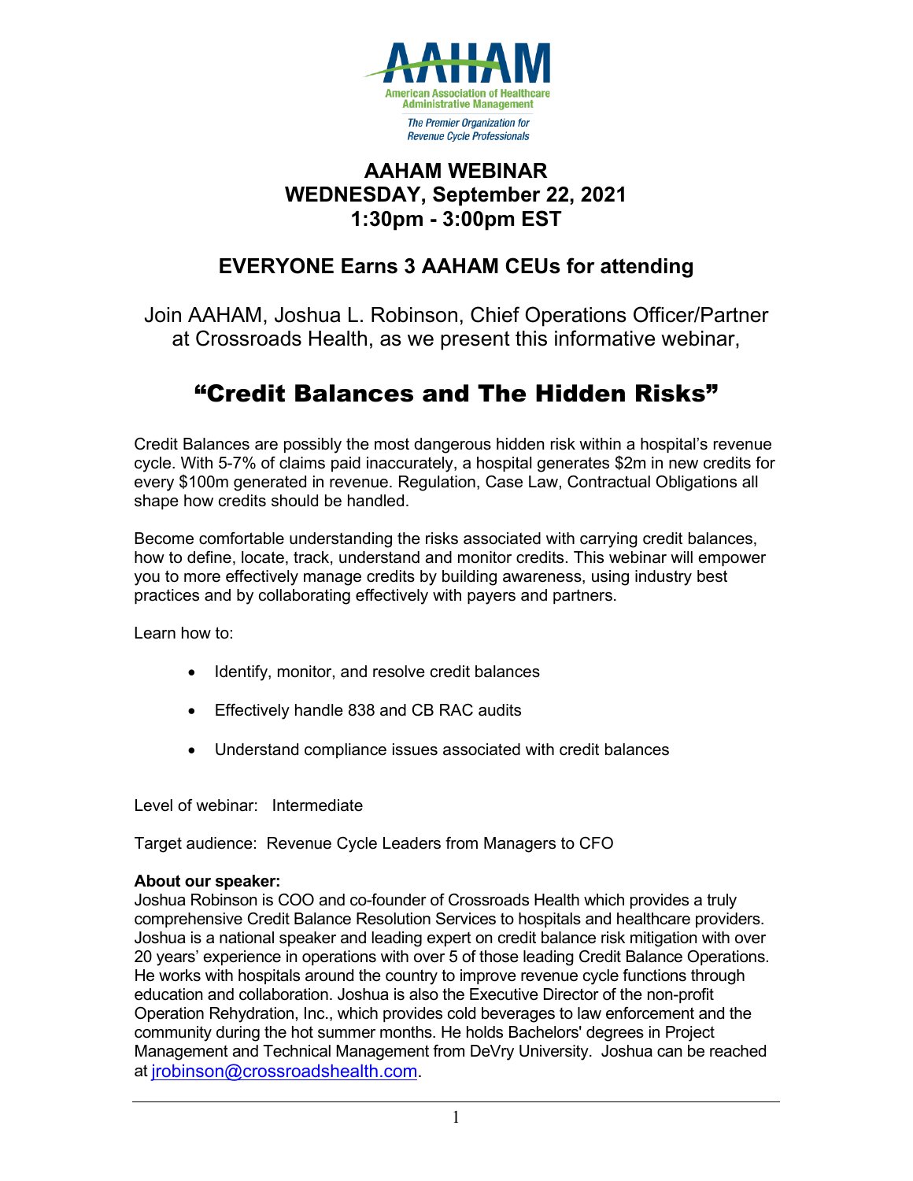AAHAM

American Association of Healthcare Administrative Management

*The Premier Organization for Revenue Cycle Professionals*

# AAHAM WEBINAR
# WEDNESDAY, September 22, 2021
# 1:30pm - 3:00pm EST

## EVERYONE Earns 3 AAHAM CEUs for attending

Join AAHAM, Joshua L. Robinson, Chief Operations Officer/Partner at Crossroads Health, as we present this informative webinar,

# "Credit Balances and The Hidden Risks"

Credit Balances are possibly the most dangerous hidden risk within a hospital's revenue cycle. With 5-7% of claims paid inaccurately, a hospital generates $2m in new credits for every $100m generated in revenue. Regulation, Case Law, Contractual Obligations all shape how credits should be handled.

Become comfortable understanding the risks associated with carrying credit balances, how to define, locate, track, understand and monitor credits. This webinar will empower you to more effectively manage credits by building awareness, using industry best practices and by collaborating effectively with payers and partners.

Learn how to:

- Identify, monitor, and resolve credit balances
- Effectively handle 838 and CB RAC audits
- Understand compliance issues associated with credit balances

Level of webinar: Intermediate

Target audience: Revenue Cycle Leaders from Managers to CFO

**About our speaker:**
Joshua Robinson is COO and co-founder of Crossroads Health which provides a truly comprehensive Credit Balance Resolution Services to hospitals and healthcare providers. Joshua is a national speaker and leading expert on credit balance risk mitigation with over 20 years' experience in operations with over 5 of those leading Credit Balance Operations. He works with hospitals around the country to improve revenue cycle functions through education and collaboration. Joshua is also the Executive Director of the non-profit Operation Rehydration, Inc., which provides cold beverages to law enforcement and the community during the hot summer months. He holds Bachelors' degrees in Project Management and Technical Management from DeVry University. Joshua can be reached at jrobinson@crossroadshealth.com.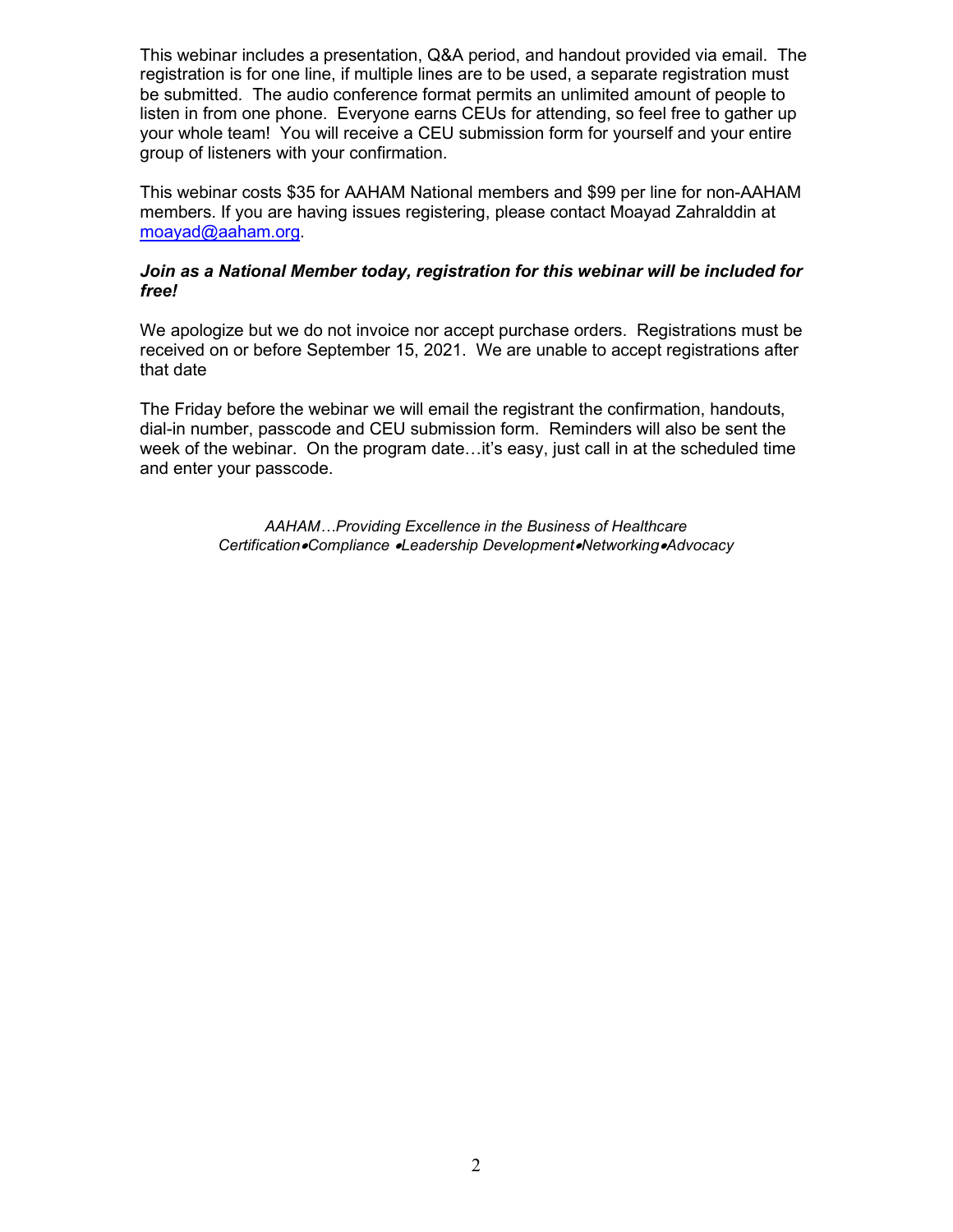This webinar includes a presentation, Q&A period, and handout provided via email. The registration is for one line, if multiple lines are to be used, a separate registration must be submitted. The audio conference format permits an unlimited amount of people to listen in from one phone. Everyone earns CEUs for attending, so feel free to gather up your whole team! You will receive a CEU submission form for yourself and your entire group of listeners with your confirmation.

This webinar costs $35 for AAHAM National members and $99 per line for non-AAHAM members. If you are having issues registering, please contact Moayad Zahralddin at moayad@aaham.org.

***Join as a National Member today, registration for this webinar will be included for free!***

We apologize but we do not invoice nor accept purchase orders. Registrations must be received on or before September 15, 2021. We are unable to accept registrations after that date

The Friday before the webinar we will email the registrant the confirmation, handouts, dial-in number, passcode and CEU submission form. Reminders will also be sent the week of the webinar. On the program date…it's easy, just call in at the scheduled time and enter your passcode.

*AAHAM…Providing Excellence in the Business of Healthcare*
*Certification•Compliance •Leadership Development•Networking•Advocacy*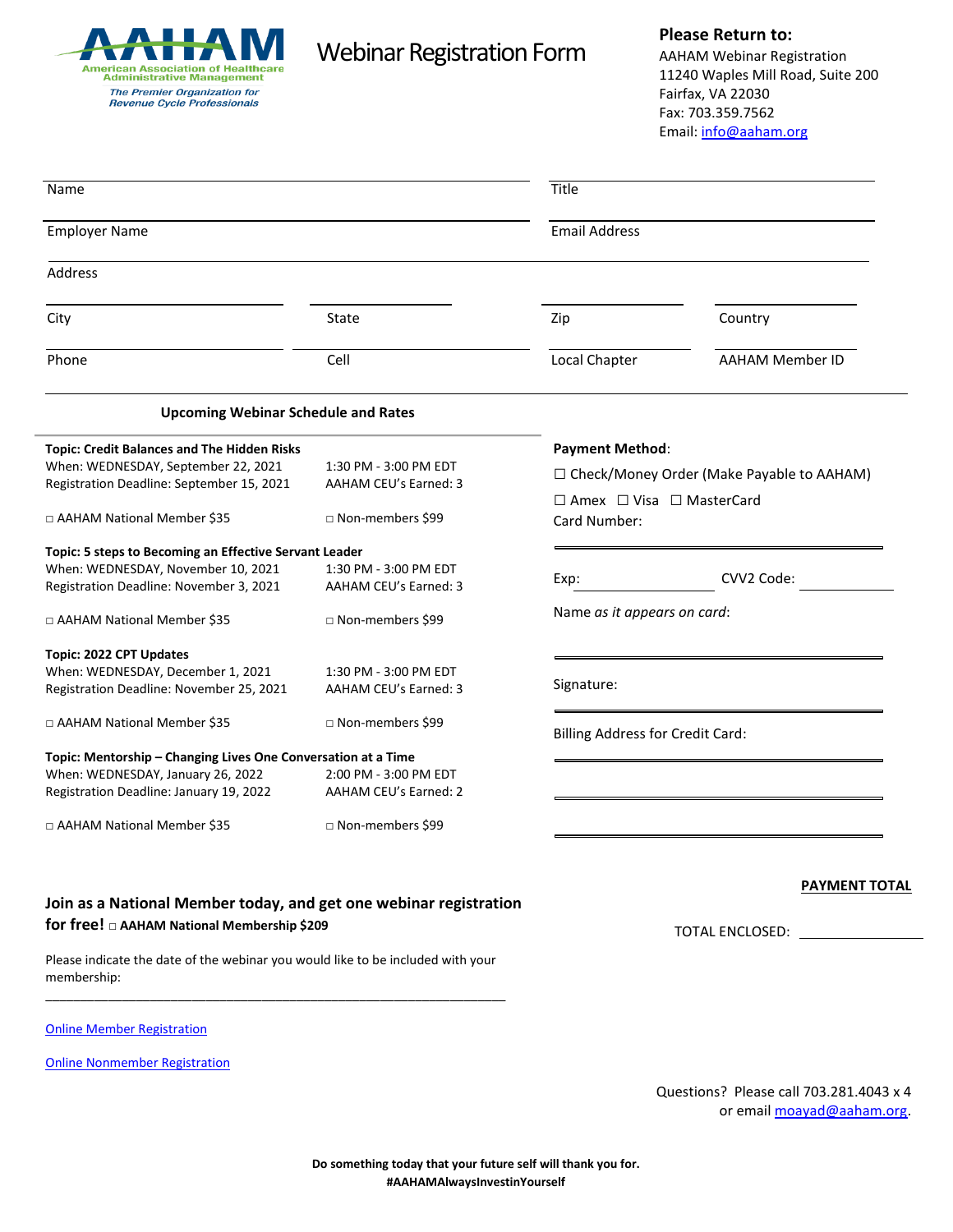AAHAM
American Association of Healthcare Administrative Management
The Premier Organization for Revenue Cycle Professionals

# Webinar Registration Form

**Please Return to:**
AAHAM Webinar Registration
11240 Waples Mill Road, Suite 200
Fairfax, VA 22030
Fax: 703.359.7562
Email: info@aaham.org

Name ____________________ Title ____________________

Employer Name ____________________ Email Address ____________________

Address ____________________

City __________ State __________ Zip __________ Country __________

Phone __________ Cell __________ Local Chapter __________ AAHAM Member ID __________

**Upcoming Webinar Schedule and Rates**

**Topic: Credit Balances and The Hidden Risks**
When: WEDNESDAY, September 22, 2021 — 1:30 PM - 3:00 PM EDT
Registration Deadline: September 15, 2021 — AAHAM CEU's Earned: 3

□ AAHAM National Member $35 □ Non-members $99

**Topic: 5 steps to Becoming an Effective Servant Leader**
When: WEDNESDAY, November 10, 2021 — 1:30 PM - 3:00 PM EDT
Registration Deadline: November 3, 2021 — AAHAM CEU's Earned: 3

□ AAHAM National Member $35 □ Non-members $99

**Topic: 2022 CPT Updates**
When: WEDNESDAY, December 1, 2021 — 1:30 PM - 3:00 PM EDT
Registration Deadline: November 25, 2021 — AAHAM CEU's Earned: 3

□ AAHAM National Member $35 □ Non-members $99

**Topic: Mentorship – Changing Lives One Conversation at a Time**
When: WEDNESDAY, January 26, 2022 — 2:00 PM - 3:00 PM EDT
Registration Deadline: January 19, 2022 — AAHAM CEU's Earned: 2

□ AAHAM National Member $35 □ Non-members $99

**Payment Method**:

☐ Check/Money Order (Make Payable to AAHAM)

☐ Amex ☐ Visa ☐ MasterCard

Card Number: ____________________

Exp: __________ CVV2 Code: __________

Name *as it appears on card*: ____________________

Signature: ____________________

Billing Address for Credit Card: ____________________

**Join as a National Member today, and get one webinar registration for free!** □ **AAHAM National Membership $209**

Please indicate the date of the webinar you would like to be included with your membership:

____________________________________________________________

**PAYMENT TOTAL**

TOTAL ENCLOSED: ______________

Online Member Registration

Online Nonmember Registration

Questions? Please call 703.281.4043 x 4 or email moayad@aaham.org.

**Do something today that your future self will thank you for.**
**#AAHAMAlwaysInvestinYourself**